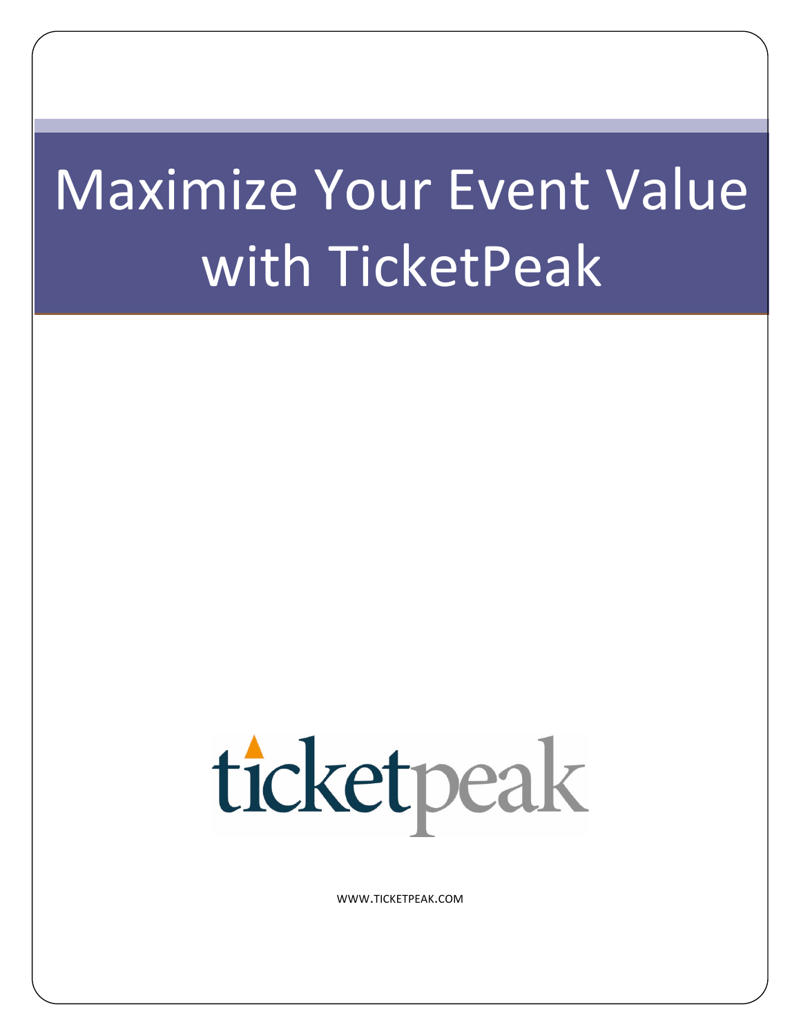# Maximize Your Event Value with TicketPeak

ticketpeak

WWW.TICKETPEAK.COM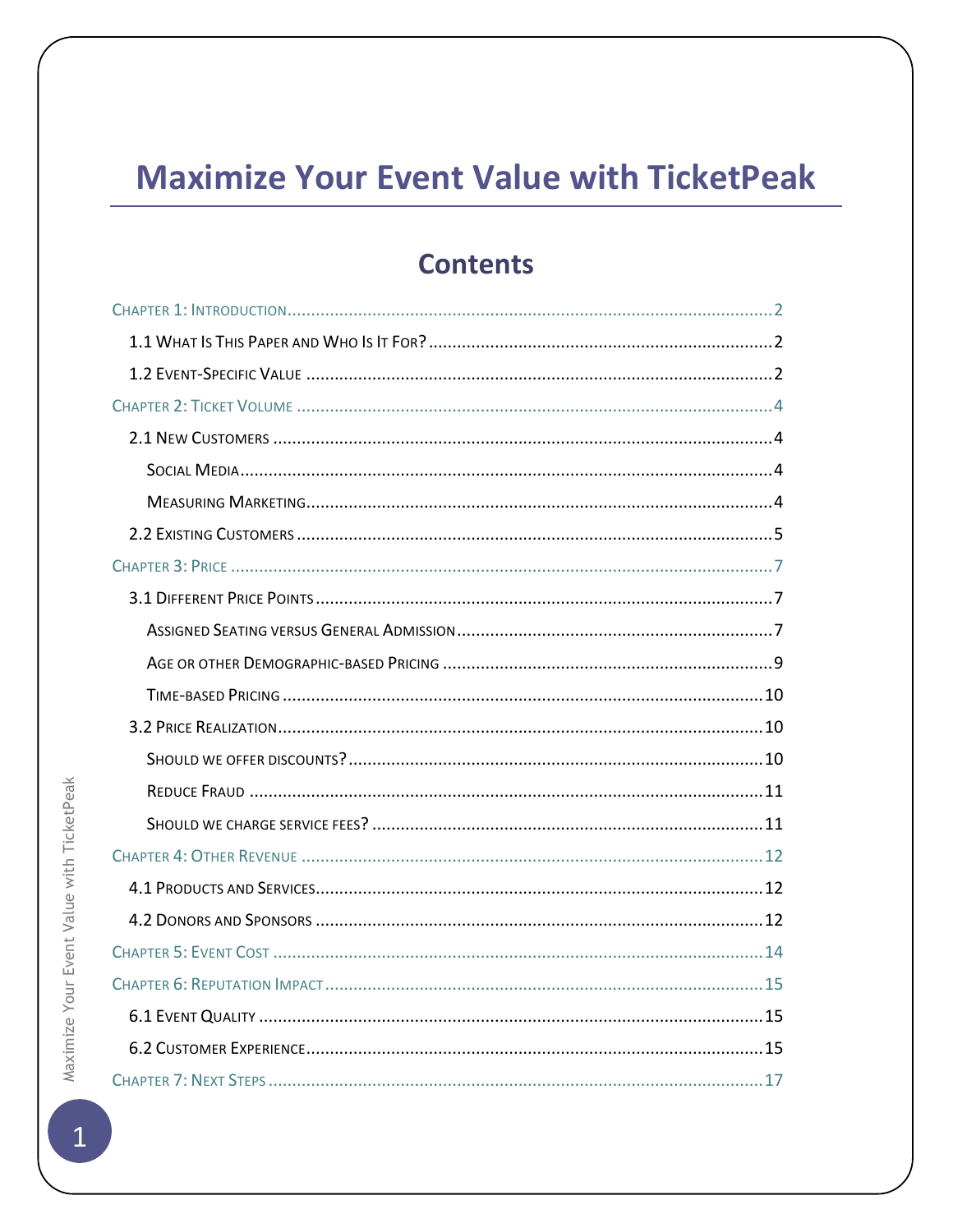# Maximize Your Event Value with TicketPeak

## Contents

- Chapter 1: Introduction ..... 2
  - 1.1 What Is This Paper and Who Is It For? ..... 2
  - 1.2 Event-Specific Value ..... 2
- Chapter 2: Ticket Volume ..... 4
  - 2.1 New Customers ..... 4
    - Social Media ..... 4
    - Measuring Marketing ..... 4
  - 2.2 Existing Customers ..... 5
- Chapter 3: Price ..... 7
  - 3.1 Different Price Points ..... 7
    - Assigned Seating versus General Admission ..... 7
    - Age or other Demographic-based Pricing ..... 9
    - Time-based Pricing ..... 10
  - 3.2 Price Realization ..... 10
    - Should we offer discounts? ..... 10
    - Reduce Fraud ..... 11
    - Should we charge service fees? ..... 11
- Chapter 4: Other Revenue ..... 12
  - 4.1 Products and Services ..... 12
  - 4.2 Donors and Sponsors ..... 12
- Chapter 5: Event Cost ..... 14
- Chapter 6: Reputation Impact ..... 15
  - 6.1 Event Quality ..... 15
  - 6.2 Customer Experience ..... 15
- Chapter 7: Next Steps ..... 17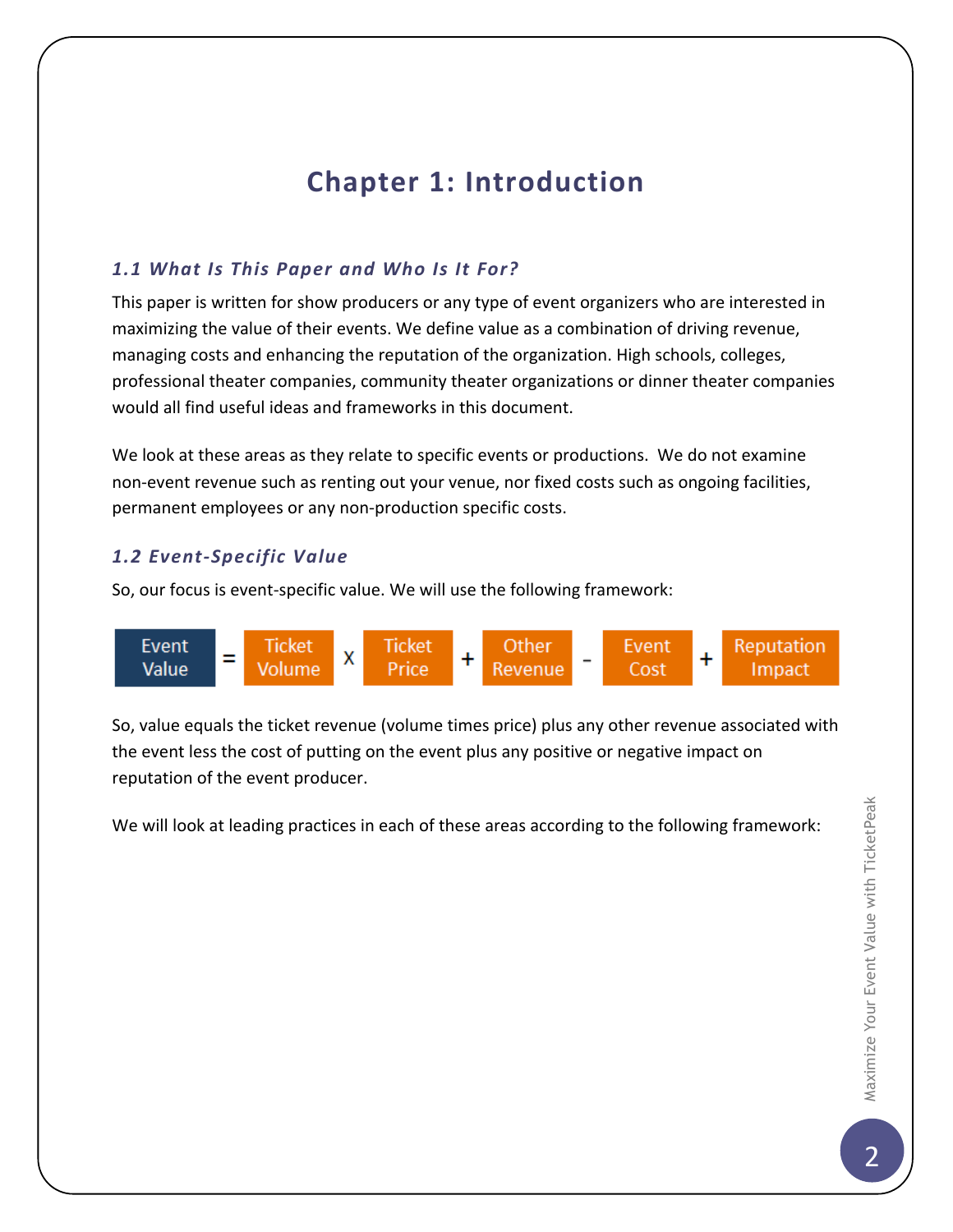# Chapter 1: Introduction

### *1.1 What Is This Paper and Who Is It For?*

This paper is written for show producers or any type of event organizers who are interested in maximizing the value of their events. We define value as a combination of driving revenue, managing costs and enhancing the reputation of the organization. High schools, colleges, professional theater companies, community theater organizations or dinner theater companies would all find useful ideas and frameworks in this document.

We look at these areas as they relate to specific events or productions.  We do not examine non-event revenue such as renting out your venue, nor fixed costs such as ongoing facilities, permanent employees or any non-production specific costs.

### *1.2 Event-Specific Value*

So, our focus is event-specific value. We will use the following framework:

Event Value = Ticket Volume X Ticket Price + Other Revenue - Event Cost + Reputation Impact

So, value equals the ticket revenue (volume times price) plus any other revenue associated with the event less the cost of putting on the event plus any positive or negative impact on reputation of the event producer.

We will look at leading practices in each of these areas according to the following framework: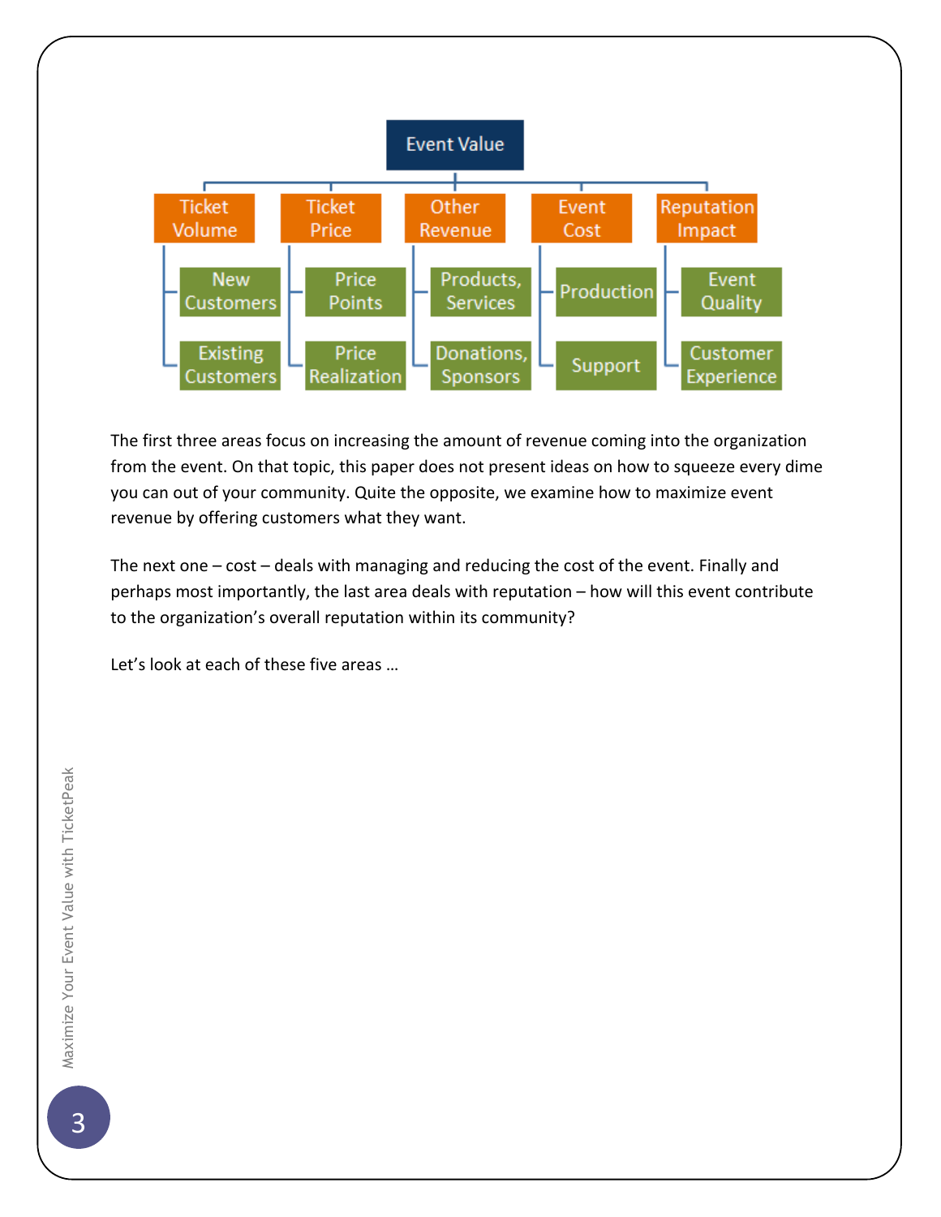Event Value

- Ticket Volume
  - New Customers
  - Existing Customers
- Ticket Price
  - Price Points
  - Price Realization
- Other Revenue
  - Products, Services
  - Donations, Sponsors
- Event Cost
  - Production
  - Support
- Reputation Impact
  - Event Quality
  - Customer Experience

The first three areas focus on increasing the amount of revenue coming into the organization from the event. On that topic, this paper does not present ideas on how to squeeze every dime you can out of your community. Quite the opposite, we examine how to maximize event revenue by offering customers what they want.

The next one – cost – deals with managing and reducing the cost of the event. Finally and perhaps most importantly, the last area deals with reputation – how will this event contribute to the organization's overall reputation within its community?

Let's look at each of these five areas …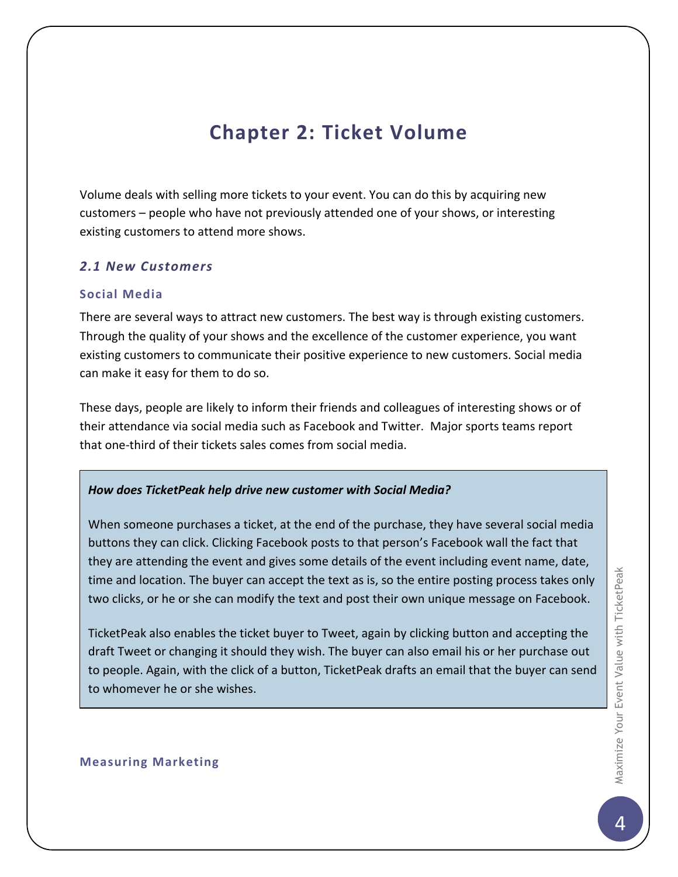# Chapter 2: Ticket Volume

Volume deals with selling more tickets to your event. You can do this by acquiring new customers – people who have not previously attended one of your shows, or interesting existing customers to attend more shows.

## *2.1 New Customers*

### Social Media

There are several ways to attract new customers. The best way is through existing customers. Through the quality of your shows and the excellence of the customer experience, you want existing customers to communicate their positive experience to new customers. Social media can make it easy for them to do so.

These days, people are likely to inform their friends and colleagues of interesting shows or of their attendance via social media such as Facebook and Twitter. Major sports teams report that one-third of their tickets sales comes from social media.

> ***How does TicketPeak help drive new customer with Social Media?***
>
> When someone purchases a ticket, at the end of the purchase, they have several social media buttons they can click. Clicking Facebook posts to that person's Facebook wall the fact that they are attending the event and gives some details of the event including event name, date, time and location. The buyer can accept the text as is, so the entire posting process takes only two clicks, or he or she can modify the text and post their own unique message on Facebook.
>
> TicketPeak also enables the ticket buyer to Tweet, again by clicking button and accepting the draft Tweet or changing it should they wish. The buyer can also email his or her purchase out to people. Again, with the click of a button, TicketPeak drafts an email that the buyer can send to whomever he or she wishes.

### Measuring Marketing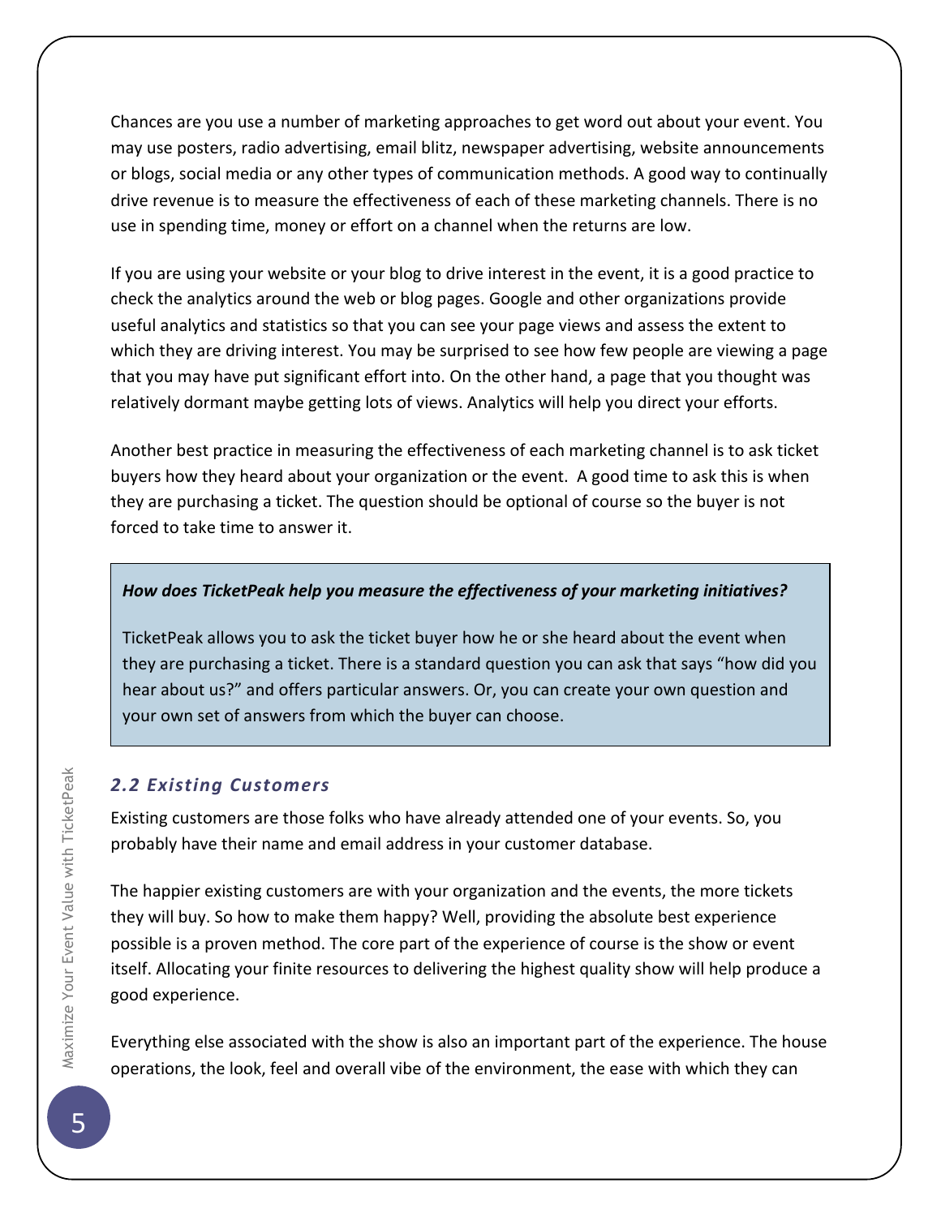Chances are you use a number of marketing approaches to get word out about your event. You may use posters, radio advertising, email blitz, newspaper advertising, website announcements or blogs, social media or any other types of communication methods. A good way to continually drive revenue is to measure the effectiveness of each of these marketing channels. There is no use in spending time, money or effort on a channel when the returns are low.

If you are using your website or your blog to drive interest in the event, it is a good practice to check the analytics around the web or blog pages. Google and other organizations provide useful analytics and statistics so that you can see your page views and assess the extent to which they are driving interest. You may be surprised to see how few people are viewing a page that you may have put significant effort into. On the other hand, a page that you thought was relatively dormant maybe getting lots of views. Analytics will help you direct your efforts.

Another best practice in measuring the effectiveness of each marketing channel is to ask ticket buyers how they heard about your organization or the event. A good time to ask this is when they are purchasing a ticket. The question should be optional of course so the buyer is not forced to take time to answer it.

> ***How does TicketPeak help you measure the effectiveness of your marketing initiatives?***
>
> TicketPeak allows you to ask the ticket buyer how he or she heard about the event when they are purchasing a ticket. There is a standard question you can ask that says "how did you hear about us?" and offers particular answers. Or, you can create your own question and your own set of answers from which the buyer can choose.

### *2.2 Existing Customers*

Existing customers are those folks who have already attended one of your events. So, you probably have their name and email address in your customer database.

The happier existing customers are with your organization and the events, the more tickets they will buy. So how to make them happy? Well, providing the absolute best experience possible is a proven method. The core part of the experience of course is the show or event itself. Allocating your finite resources to delivering the highest quality show will help produce a good experience.

Everything else associated with the show is also an important part of the experience. The house operations, the look, feel and overall vibe of the environment, the ease with which they can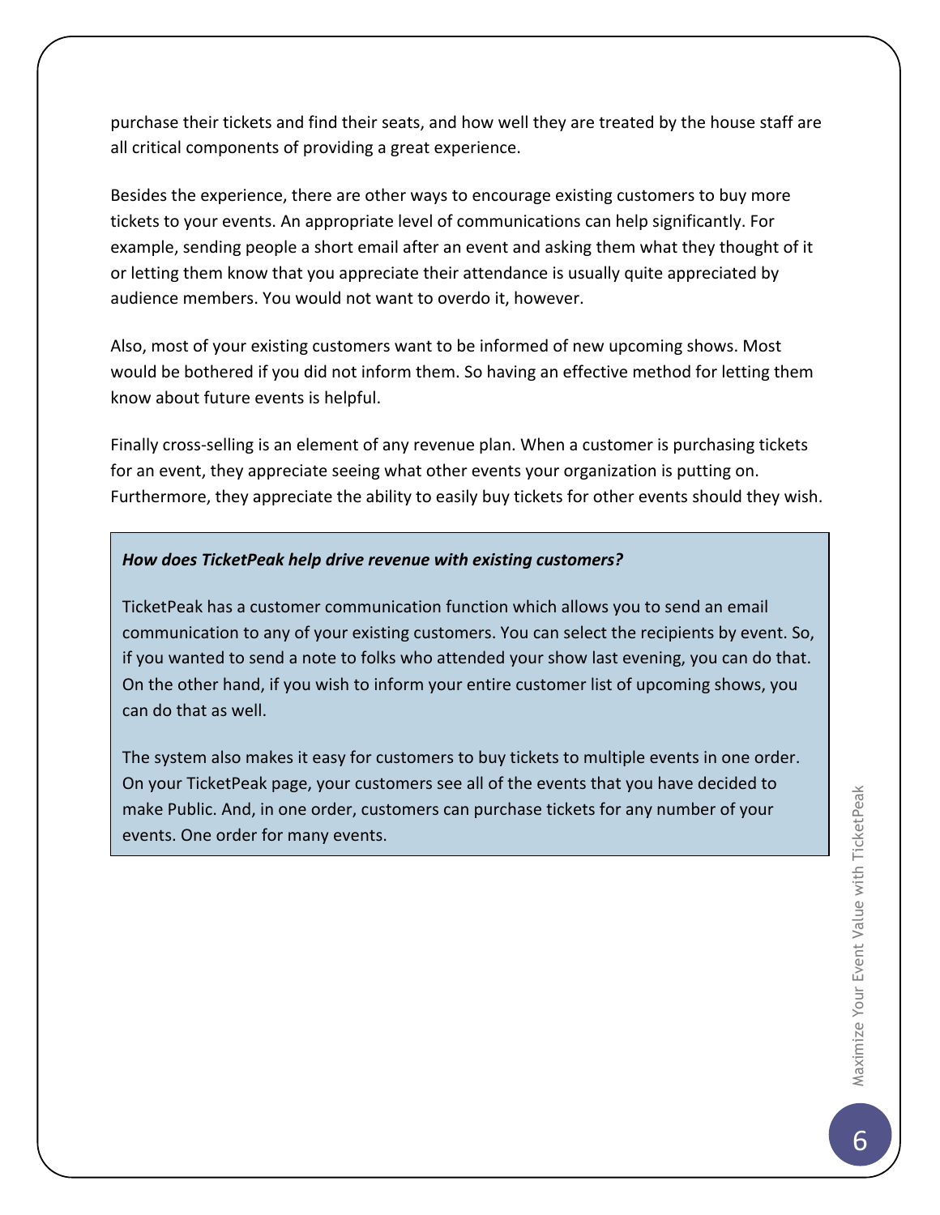purchase their tickets and find their seats, and how well they are treated by the house staff are all critical components of providing a great experience.

Besides the experience, there are other ways to encourage existing customers to buy more tickets to your events. An appropriate level of communications can help significantly. For example, sending people a short email after an event and asking them what they thought of it or letting them know that you appreciate their attendance is usually quite appreciated by audience members. You would not want to overdo it, however.

Also, most of your existing customers want to be informed of new upcoming shows. Most would be bothered if you did not inform them. So having an effective method for letting them know about future events is helpful.

Finally cross-selling is an element of any revenue plan. When a customer is purchasing tickets for an event, they appreciate seeing what other events your organization is putting on. Furthermore, they appreciate the ability to easily buy tickets for other events should they wish.

***How does TicketPeak help drive revenue with existing customers?***

TicketPeak has a customer communication function which allows you to send an email communication to any of your existing customers. You can select the recipients by event. So, if you wanted to send a note to folks who attended your show last evening, you can do that. On the other hand, if you wish to inform your entire customer list of upcoming shows, you can do that as well.

The system also makes it easy for customers to buy tickets to multiple events in one order. On your TicketPeak page, your customers see all of the events that you have decided to make Public. And, in one order, customers can purchase tickets for any number of your events. One order for many events.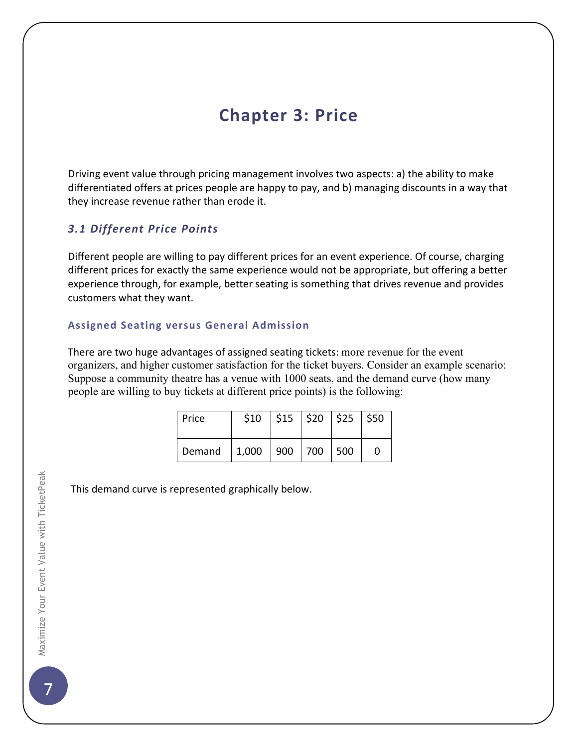# Chapter 3: Price

Driving event value through pricing management involves two aspects: a) the ability to make differentiated offers at prices people are happy to pay, and b) managing discounts in a way that they increase revenue rather than erode it.

## *3.1 Different Price Points*

Different people are willing to pay different prices for an event experience. Of course, charging different prices for exactly the same experience would not be appropriate, but offering a better experience through, for example, better seating is something that drives revenue and provides customers what they want.

### Assigned Seating versus General Admission

There are two huge advantages of assigned seating tickets: more revenue for the event organizers, and higher customer satisfaction for the ticket buyers. Consider an example scenario: Suppose a community theatre has a venue with 1000 seats, and the demand curve (how many people are willing to buy tickets at different price points) is the following:

| Price | $10 | $15 | $20 | $25 | $50 |
|---|---|---|---|---|---|
| Demand | 1,000 | 900 | 700 | 500 | 0 |

This demand curve is represented graphically below.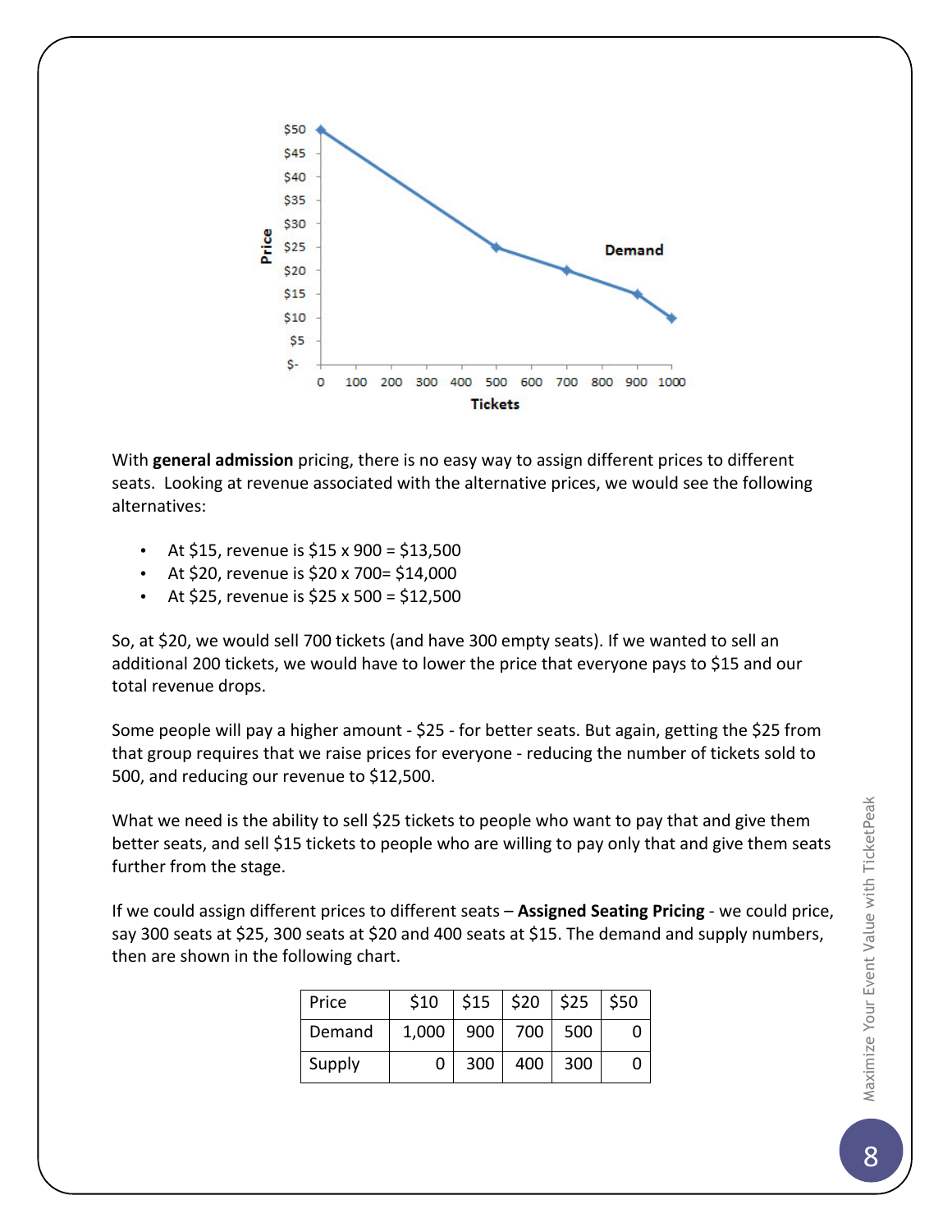With **general admission** pricing, there is no easy way to assign different prices to different seats. Looking at revenue associated with the alternative prices, we would see the following alternatives:

- At $15, revenue is $15 x 900 = $13,500
- At $20, revenue is $20 x 700= $14,000
- At $25, revenue is $25 x 500 = $12,500

So, at $20, we would sell 700 tickets (and have 300 empty seats). If we wanted to sell an additional 200 tickets, we would have to lower the price that everyone pays to $15 and our total revenue drops.

Some people will pay a higher amount - $25 - for better seats. But again, getting the $25 from that group requires that we raise prices for everyone - reducing the number of tickets sold to 500, and reducing our revenue to $12,500.

What we need is the ability to sell $25 tickets to people who want to pay that and give them better seats, and sell $15 tickets to people who are willing to pay only that and give them seats further from the stage.

If we could assign different prices to different seats – **Assigned Seating Pricing** - we could price, say 300 seats at $25, 300 seats at $20 and 400 seats at $15. The demand and supply numbers, then are shown in the following chart.

| Price | $10 | $15 | $20 | $25 | $50 |
|---|---|---|---|---|---|
| Demand | 1,000 | 900 | 700 | 500 | 0 |
| Supply | 0 | 300 | 400 | 300 | 0 |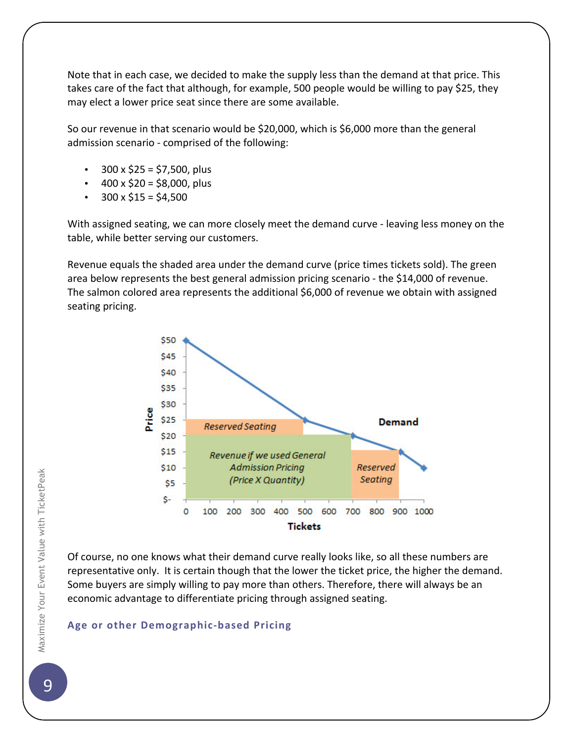Note that in each case, we decided to make the supply less than the demand at that price. This takes care of the fact that although, for example, 500 people would be willing to pay $25, they may elect a lower price seat since there are some available.

So our revenue in that scenario would be $20,000, which is $6,000 more than the general admission scenario - comprised of the following:

- 300 x $25 = $7,500, plus
- 400 x $20 = $8,000, plus
- 300 x $15 = $4,500

With assigned seating, we can more closely meet the demand curve - leaving less money on the table, while better serving our customers.

Revenue equals the shaded area under the demand curve (price times tickets sold). The green area below represents the best general admission pricing scenario - the $14,000 of revenue. The salmon colored area represents the additional $6,000 of revenue we obtain with assigned seating pricing.

Of course, no one knows what their demand curve really looks like, so all these numbers are representative only. It is certain though that the lower the ticket price, the higher the demand. Some buyers are simply willing to pay more than others. Therefore, there will always be an economic advantage to differentiate pricing through assigned seating.

### Age or other Demographic-based Pricing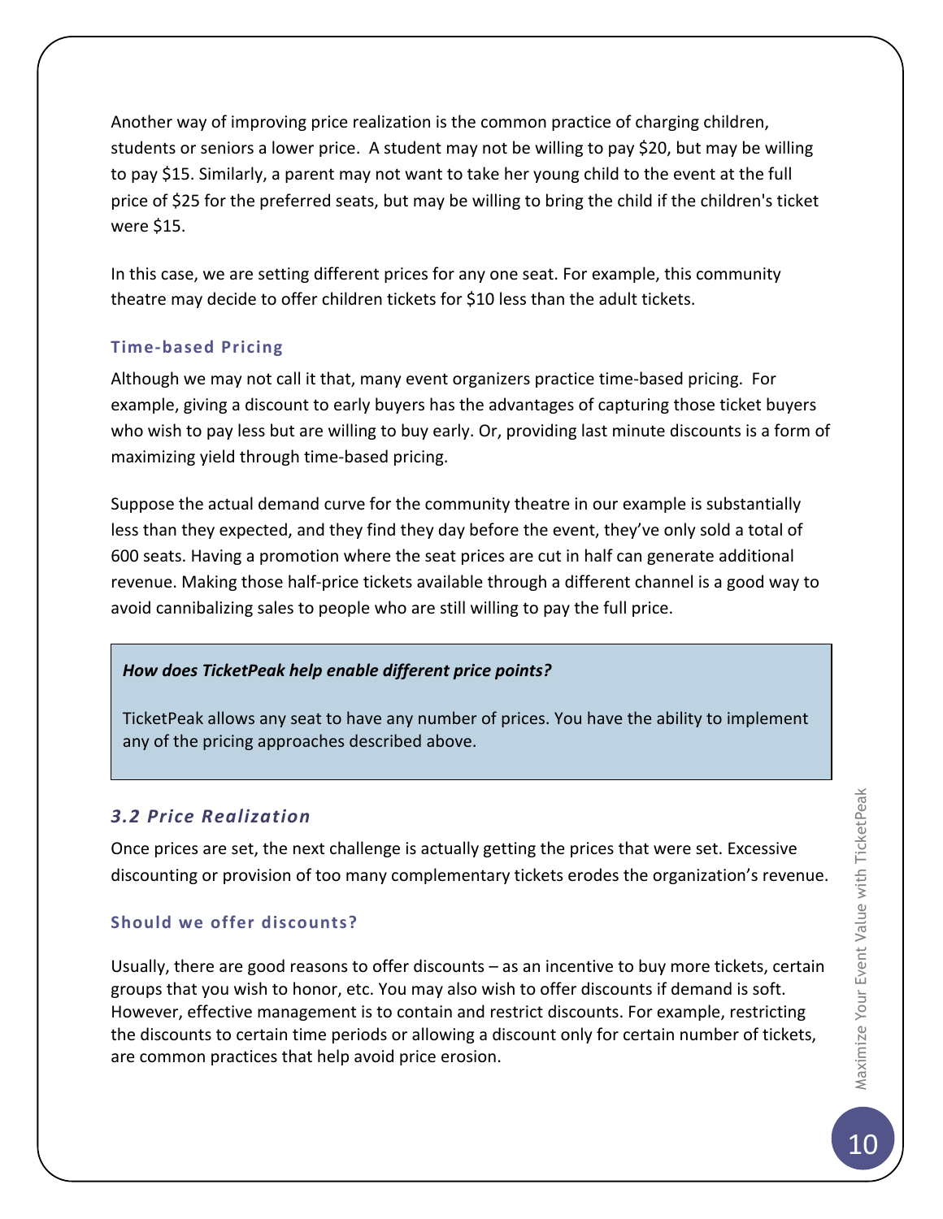Another way of improving price realization is the common practice of charging children, students or seniors a lower price. A student may not be willing to pay $20, but may be willing to pay $15. Similarly, a parent may not want to take her young child to the event at the full price of $25 for the preferred seats, but may be willing to bring the child if the children's ticket were $15.

In this case, we are setting different prices for any one seat. For example, this community theatre may decide to offer children tickets for $10 less than the adult tickets.

#### Time-based Pricing

Although we may not call it that, many event organizers practice time-based pricing. For example, giving a discount to early buyers has the advantages of capturing those ticket buyers who wish to pay less but are willing to buy early. Or, providing last minute discounts is a form of maximizing yield through time-based pricing.

Suppose the actual demand curve for the community theatre in our example is substantially less than they expected, and they find they day before the event, they've only sold a total of 600 seats. Having a promotion where the seat prices are cut in half can generate additional revenue. Making those half-price tickets available through a different channel is a good way to avoid cannibalizing sales to people who are still willing to pay the full price.

> ***How does TicketPeak help enable different price points?***
>
> TicketPeak allows any seat to have any number of prices. You have the ability to implement any of the pricing approaches described above.

### *3.2 Price Realization*

Once prices are set, the next challenge is actually getting the prices that were set. Excessive discounting or provision of too many complementary tickets erodes the organization's revenue.

#### Should we offer discounts?

Usually, there are good reasons to offer discounts – as an incentive to buy more tickets, certain groups that you wish to honor, etc. You may also wish to offer discounts if demand is soft. However, effective management is to contain and restrict discounts. For example, restricting the discounts to certain time periods or allowing a discount only for certain number of tickets, are common practices that help avoid price erosion.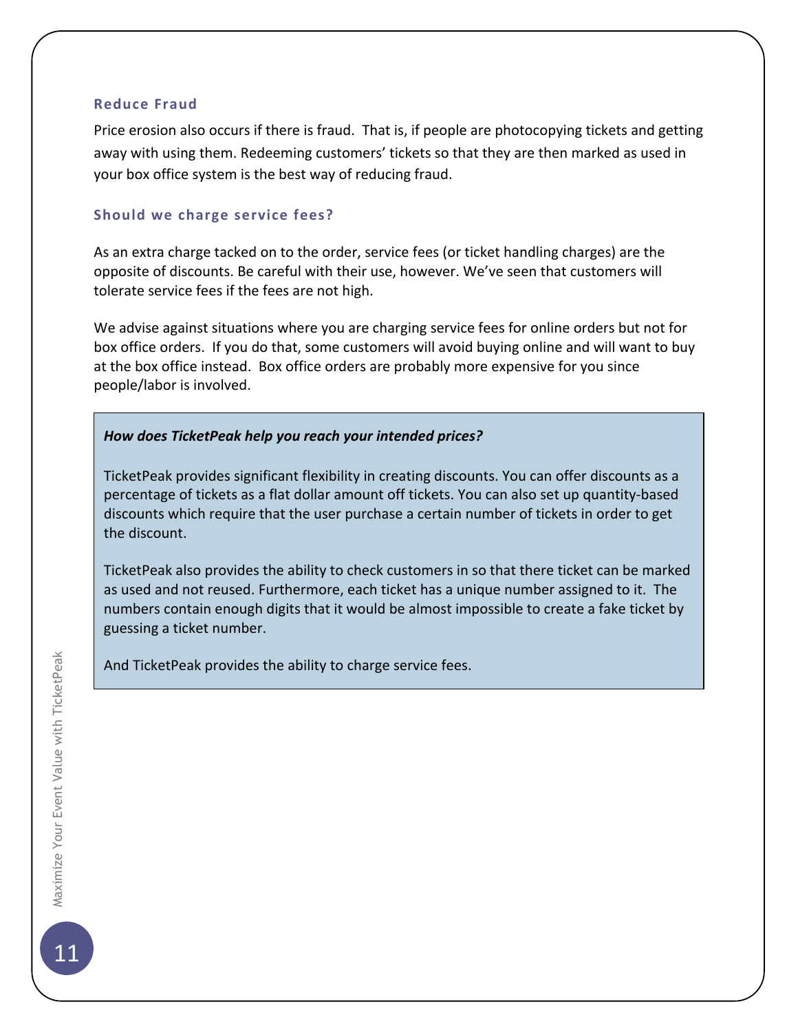### Reduce Fraud

Price erosion also occurs if there is fraud. That is, if people are photocopying tickets and getting away with using them. Redeeming customers' tickets so that they are then marked as used in your box office system is the best way of reducing fraud.

### Should we charge service fees?

As an extra charge tacked on to the order, service fees (or ticket handling charges) are the opposite of discounts. Be careful with their use, however. We've seen that customers will tolerate service fees if the fees are not high.

We advise against situations where you are charging service fees for online orders but not for box office orders. If you do that, some customers will avoid buying online and will want to buy at the box office instead. Box office orders are probably more expensive for you since people/labor is involved.

***How does TicketPeak help you reach your intended prices?***

TicketPeak provides significant flexibility in creating discounts. You can offer discounts as a percentage of tickets as a flat dollar amount off tickets. You can also set up quantity-based discounts which require that the user purchase a certain number of tickets in order to get the discount.

TicketPeak also provides the ability to check customers in so that there ticket can be marked as used and not reused. Furthermore, each ticket has a unique number assigned to it. The numbers contain enough digits that it would be almost impossible to create a fake ticket by guessing a ticket number.

And TicketPeak provides the ability to charge service fees.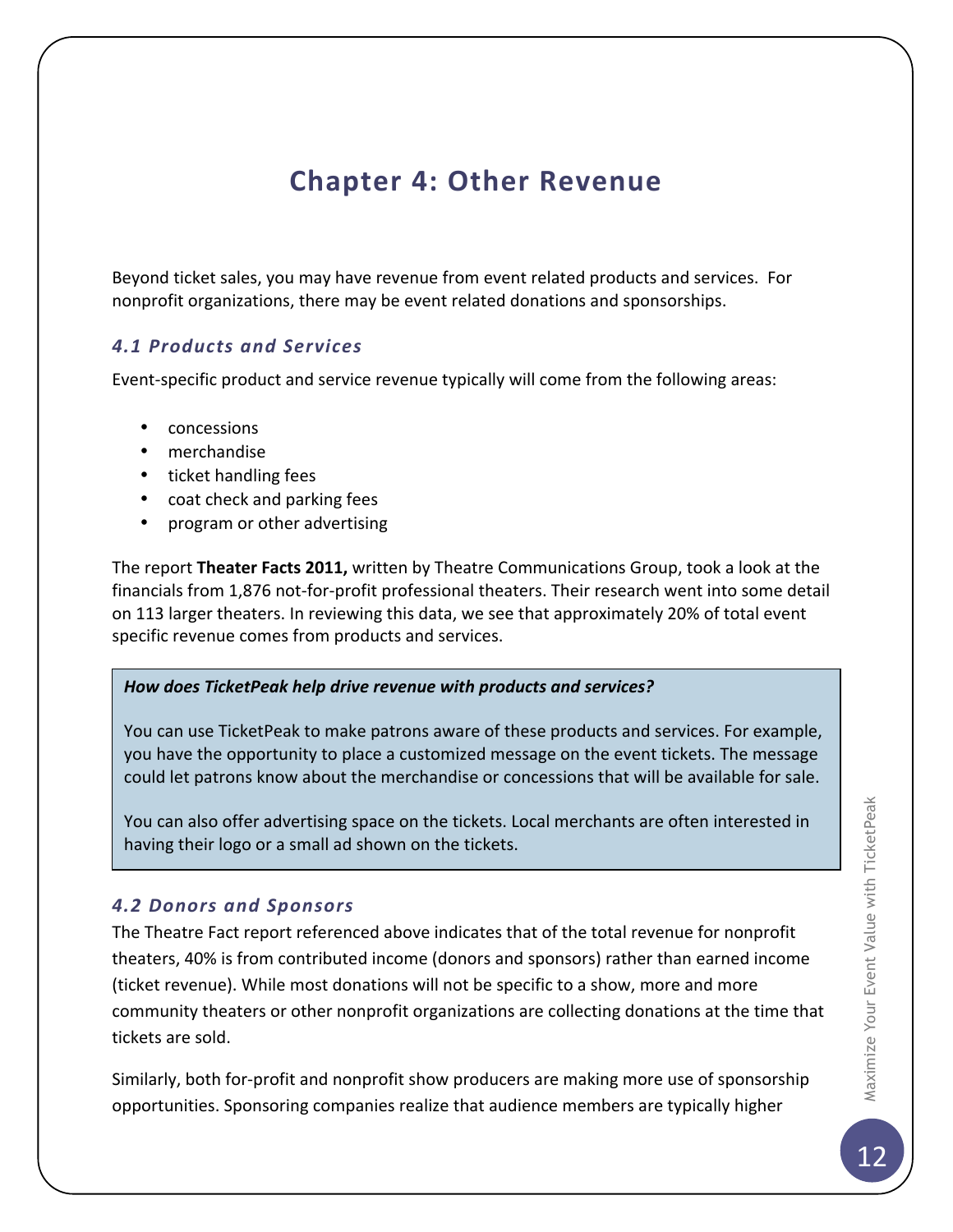# Chapter 4: Other Revenue

Beyond ticket sales, you may have revenue from event related products and services. For nonprofit organizations, there may be event related donations and sponsorships.

## *4.1 Products and Services*

Event-specific product and service revenue typically will come from the following areas:

- concessions
- merchandise
- ticket handling fees
- coat check and parking fees
- program or other advertising

The report **Theater Facts 2011,** written by Theatre Communications Group, took a look at the financials from 1,876 not-for-profit professional theaters. Their research went into some detail on 113 larger theaters. In reviewing this data, we see that approximately 20% of total event specific revenue comes from products and services.

> ***How does TicketPeak help drive revenue with products and services?***
>
> You can use TicketPeak to make patrons aware of these products and services. For example, you have the opportunity to place a customized message on the event tickets. The message could let patrons know about the merchandise or concessions that will be available for sale.
>
> You can also offer advertising space on the tickets. Local merchants are often interested in having their logo or a small ad shown on the tickets.

## *4.2 Donors and Sponsors*

The Theatre Fact report referenced above indicates that of the total revenue for nonprofit theaters, 40% is from contributed income (donors and sponsors) rather than earned income (ticket revenue). While most donations will not be specific to a show, more and more community theaters or other nonprofit organizations are collecting donations at the time that tickets are sold.

Similarly, both for-profit and nonprofit show producers are making more use of sponsorship opportunities. Sponsoring companies realize that audience members are typically higher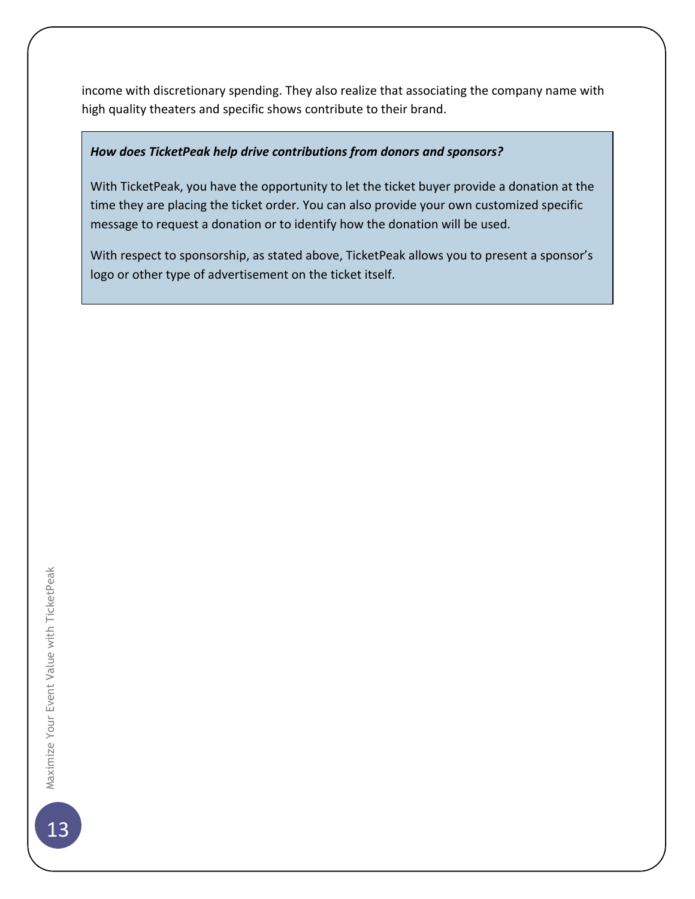income with discretionary spending. They also realize that associating the company name with high quality theaters and specific shows contribute to their brand.

***How does TicketPeak help drive contributions from donors and sponsors?***

With TicketPeak, you have the opportunity to let the ticket buyer provide a donation at the time they are placing the ticket order. You can also provide your own customized specific message to request a donation or to identify how the donation will be used.

With respect to sponsorship, as stated above, TicketPeak allows you to present a sponsor's logo or other type of advertisement on the ticket itself.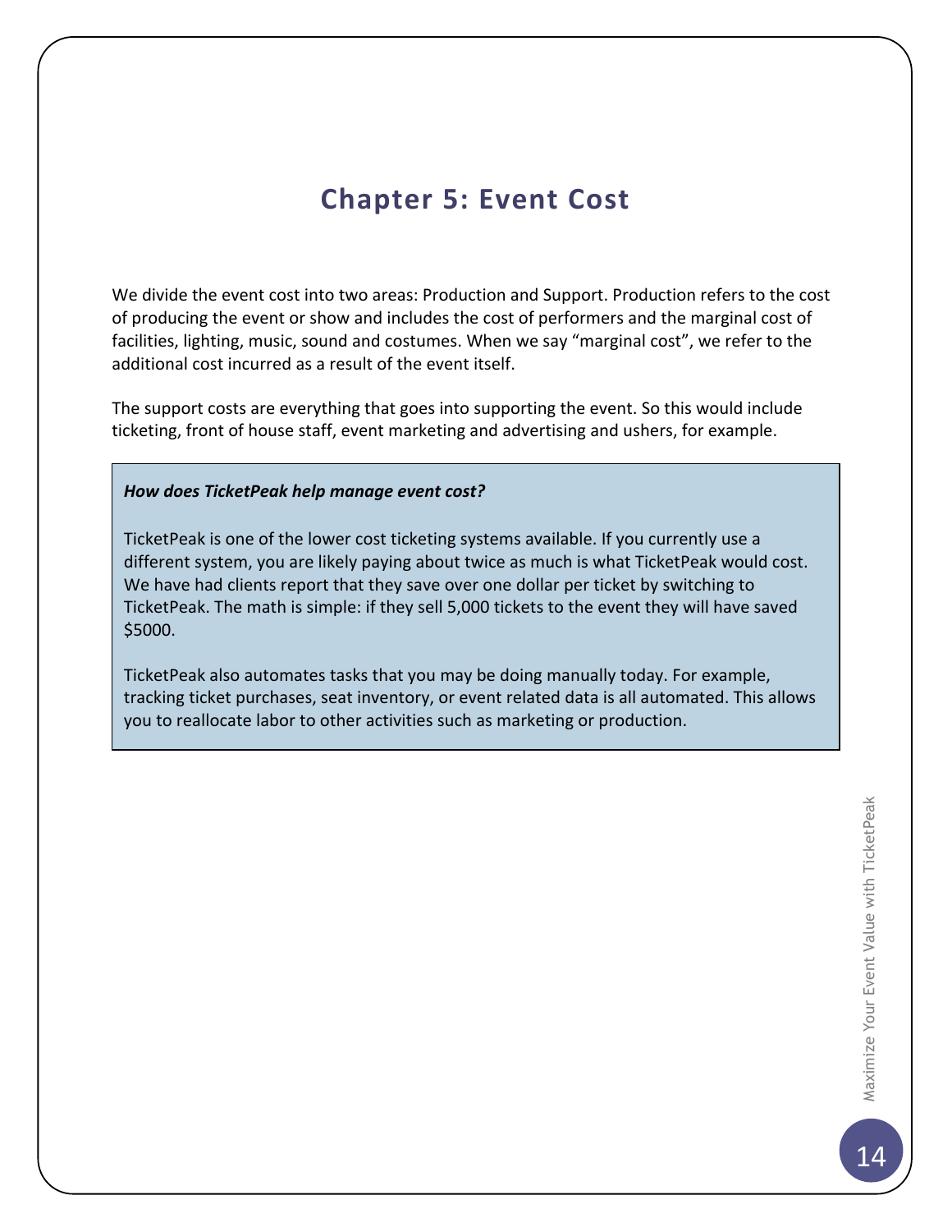# Chapter 5: Event Cost

We divide the event cost into two areas: Production and Support. Production refers to the cost of producing the event or show and includes the cost of performers and the marginal cost of facilities, lighting, music, sound and costumes. When we say "marginal cost", we refer to the additional cost incurred as a result of the event itself.

The support costs are everything that goes into supporting the event. So this would include ticketing, front of house staff, event marketing and advertising and ushers, for example.

> ***How does TicketPeak help manage event cost?***
>
> TicketPeak is one of the lower cost ticketing systems available. If you currently use a different system, you are likely paying about twice as much is what TicketPeak would cost. We have had clients report that they save over one dollar per ticket by switching to TicketPeak. The math is simple: if they sell 5,000 tickets to the event they will have saved $5000.
>
> TicketPeak also automates tasks that you may be doing manually today. For example, tracking ticket purchases, seat inventory, or event related data is all automated. This allows you to reallocate labor to other activities such as marketing or production.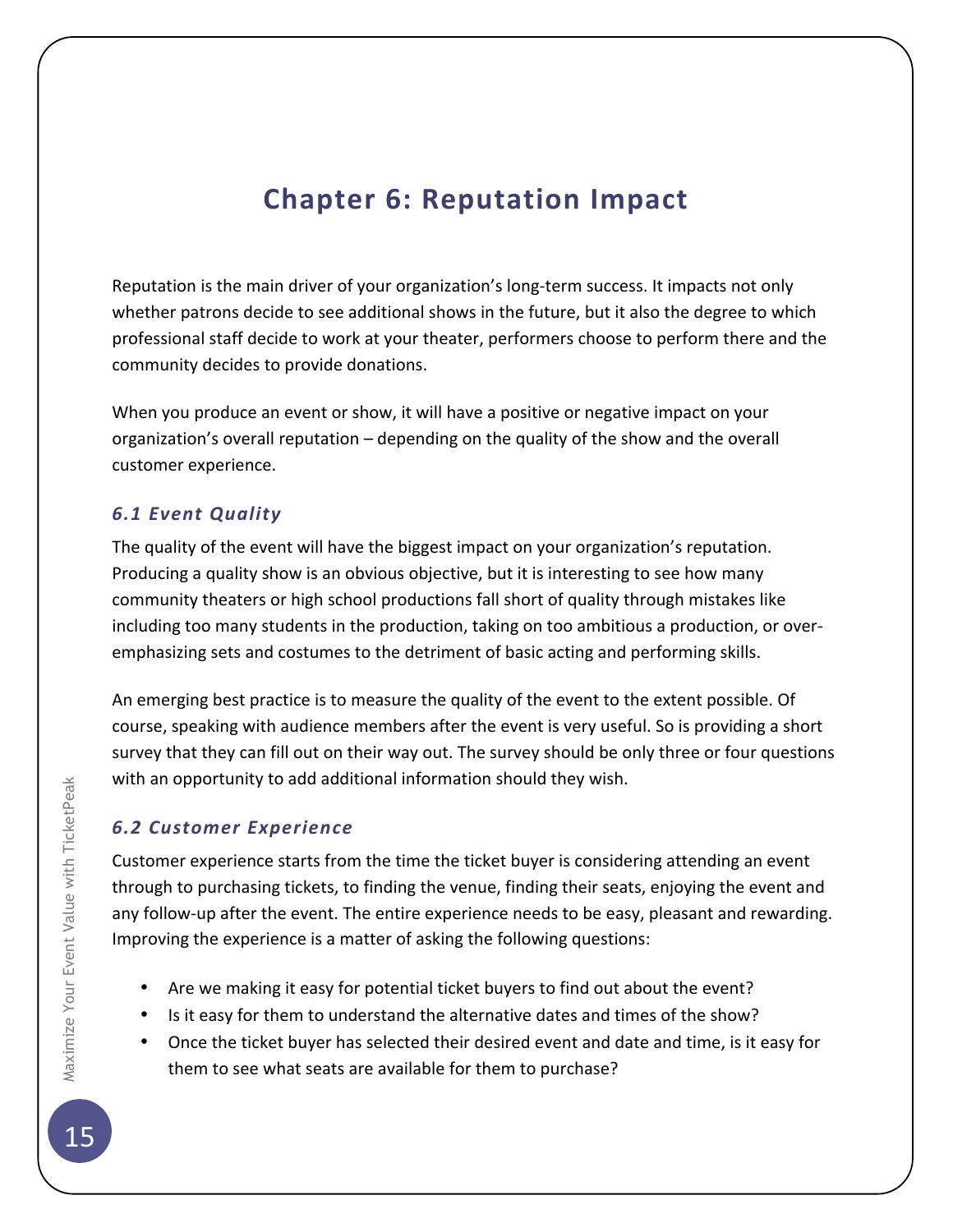# Chapter 6: Reputation Impact

Reputation is the main driver of your organization's long-term success. It impacts not only whether patrons decide to see additional shows in the future, but it also the degree to which professional staff decide to work at your theater, performers choose to perform there and the community decides to provide donations.

When you produce an event or show, it will have a positive or negative impact on your organization's overall reputation – depending on the quality of the show and the overall customer experience.

### *6.1 Event Quality*

The quality of the event will have the biggest impact on your organization's reputation. Producing a quality show is an obvious objective, but it is interesting to see how many community theaters or high school productions fall short of quality through mistakes like including too many students in the production, taking on too ambitious a production, or over-emphasizing sets and costumes to the detriment of basic acting and performing skills.

An emerging best practice is to measure the quality of the event to the extent possible. Of course, speaking with audience members after the event is very useful. So is providing a short survey that they can fill out on their way out. The survey should be only three or four questions with an opportunity to add additional information should they wish.

### *6.2 Customer Experience*

Customer experience starts from the time the ticket buyer is considering attending an event through to purchasing tickets, to finding the venue, finding their seats, enjoying the event and any follow-up after the event. The entire experience needs to be easy, pleasant and rewarding. Improving the experience is a matter of asking the following questions:

- Are we making it easy for potential ticket buyers to find out about the event?
- Is it easy for them to understand the alternative dates and times of the show?
- Once the ticket buyer has selected their desired event and date and time, is it easy for them to see what seats are available for them to purchase?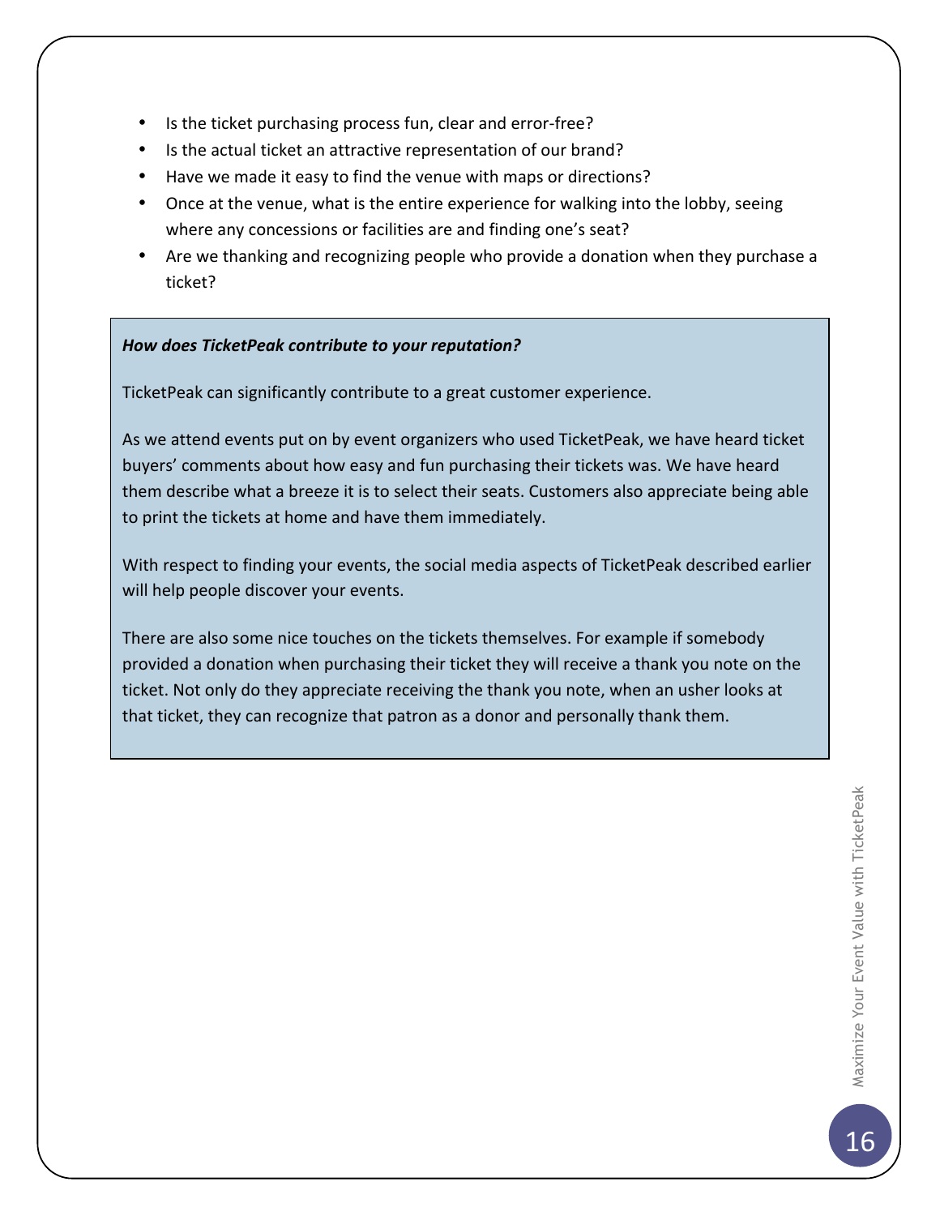- Is the ticket purchasing process fun, clear and error-free?
- Is the actual ticket an attractive representation of our brand?
- Have we made it easy to find the venue with maps or directions?
- Once at the venue, what is the entire experience for walking into the lobby, seeing where any concessions or facilities are and finding one's seat?
- Are we thanking and recognizing people who provide a donation when they purchase a ticket?

***How does TicketPeak contribute to your reputation?***

TicketPeak can significantly contribute to a great customer experience.

As we attend events put on by event organizers who used TicketPeak, we have heard ticket buyers' comments about how easy and fun purchasing their tickets was. We have heard them describe what a breeze it is to select their seats. Customers also appreciate being able to print the tickets at home and have them immediately.

With respect to finding your events, the social media aspects of TicketPeak described earlier will help people discover your events.

There are also some nice touches on the tickets themselves. For example if somebody provided a donation when purchasing their ticket they will receive a thank you note on the ticket. Not only do they appreciate receiving the thank you note, when an usher looks at that ticket, they can recognize that patron as a donor and personally thank them.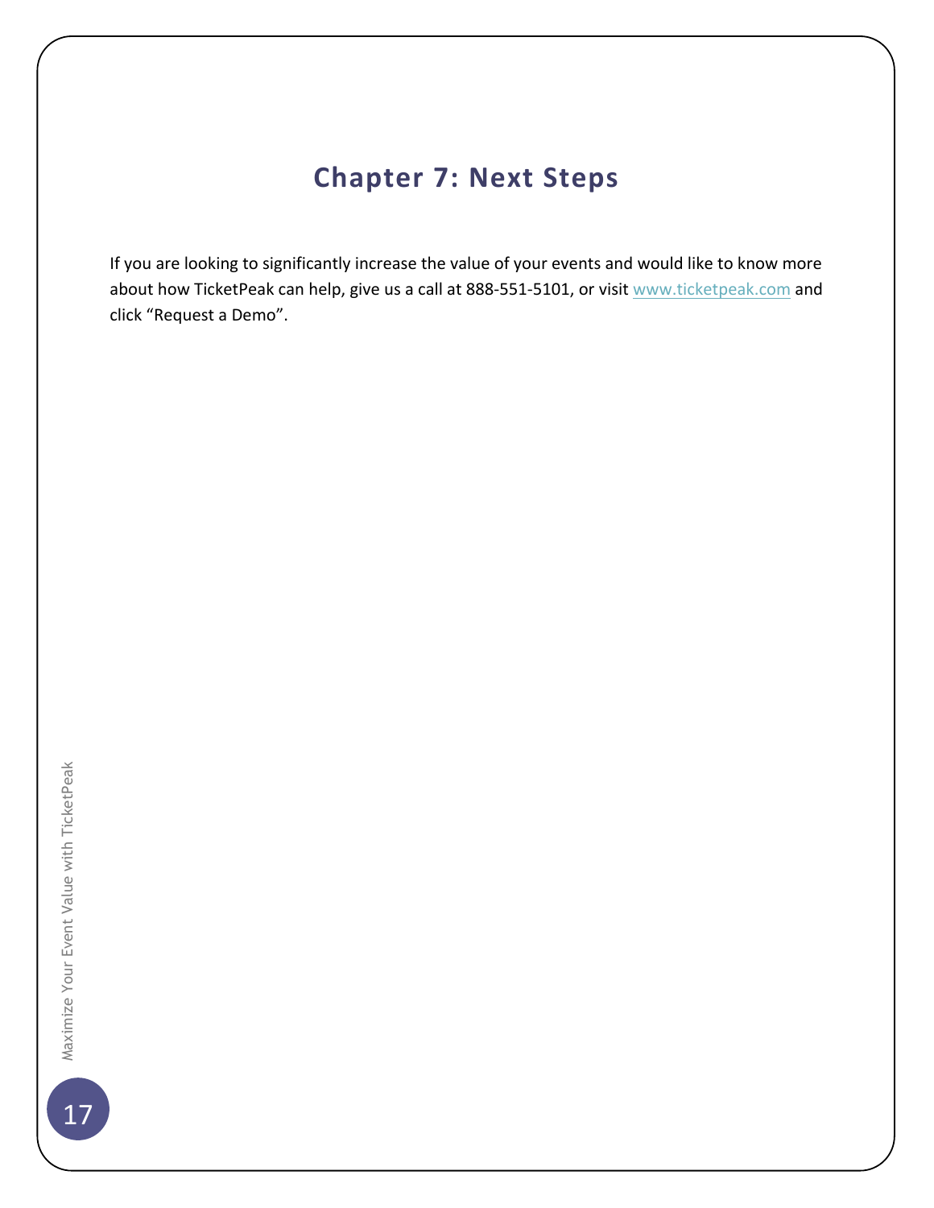## Chapter 7: Next Steps

If you are looking to significantly increase the value of your events and would like to know more about how TicketPeak can help, give us a call at 888-551-5101, or visit www.ticketpeak.com and click “Request a Demo”.